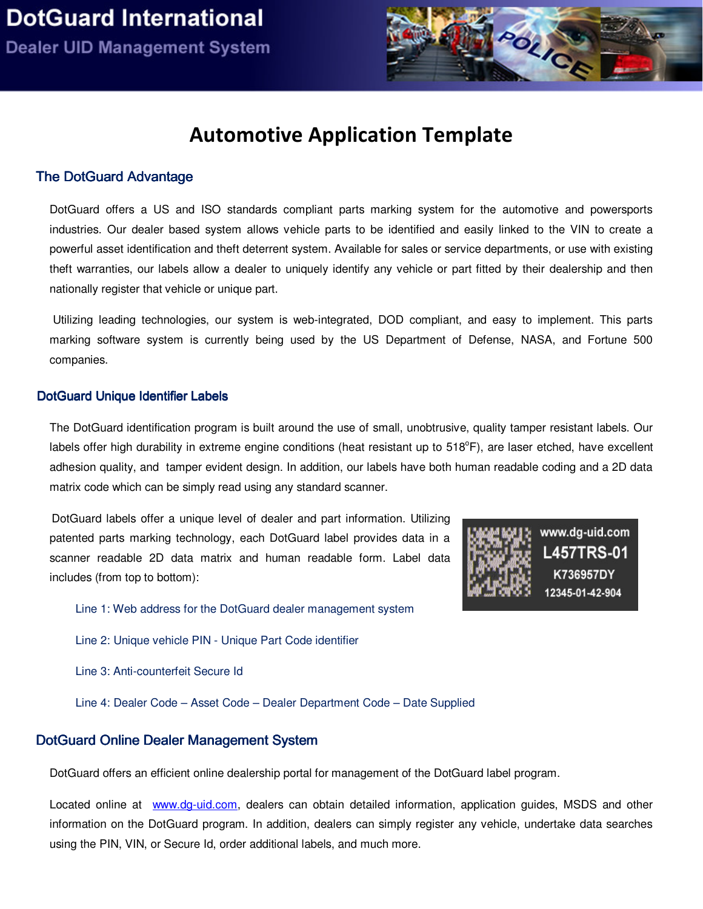DotGuard International

Dealer UID Management System

# Automotive Application Template

## The DotGuard Advantage

DotGuard offers a US and ISO standards compliant parts marking system for the automotive and powersports industries. Our dealer based system allows vehicle parts to be identified and easily linked to the VIN to create a powerful asset identification and theft deterrent system. Available for sales or service departments, or use with existing theft warranties, our labels allow a dealer to uniquely identify any vehicle or part fitted by their dealership and then nationally register that vehicle or unique part.

Utilizing leading technologies, our system is web-integrated, DOD compliant, and easy to implement. This parts marking software system is currently being used by the US Department of Defense, NASA, and Fortune 500 companies.

## DotGuard Unique Identifier Labels

The DotGuard identification program is built around the use of small, unobtrusive, quality tamper resistant labels. Our labels offer high durability in extreme engine conditions (heat resistant up to 518°F), are laser etched, have excellent adhesion quality, and tamper evident design. In addition, our labels have both human readable coding and a 2D data matrix code which can be simply read using any standard scanner.

DotGuard labels offer a unique level of dealer and part information. Utilizing patented parts marking technology, each DotGuard label provides data in a scanner readable 2D data matrix and human readable form. Label data includes (from top to bottom):

www.dg-uid.com
L457TRS-01
K736957DY
12345-01-42-904

Line 1: Web address for the DotGuard dealer management system

Line 2: Unique vehicle PIN - Unique Part Code identifier

Line 3: Anti-counterfeit Secure Id

Line 4: Dealer Code – Asset Code – Dealer Department Code – Date Supplied

## DotGuard Online Dealer Management System

DotGuard offers an efficient online dealership portal for management of the DotGuard label program.

Located online at www.dg-uid.com, dealers can obtain detailed information, application guides, MSDS and other information on the DotGuard program. In addition, dealers can simply register any vehicle, undertake data searches using the PIN, VIN, or Secure Id, order additional labels, and much more.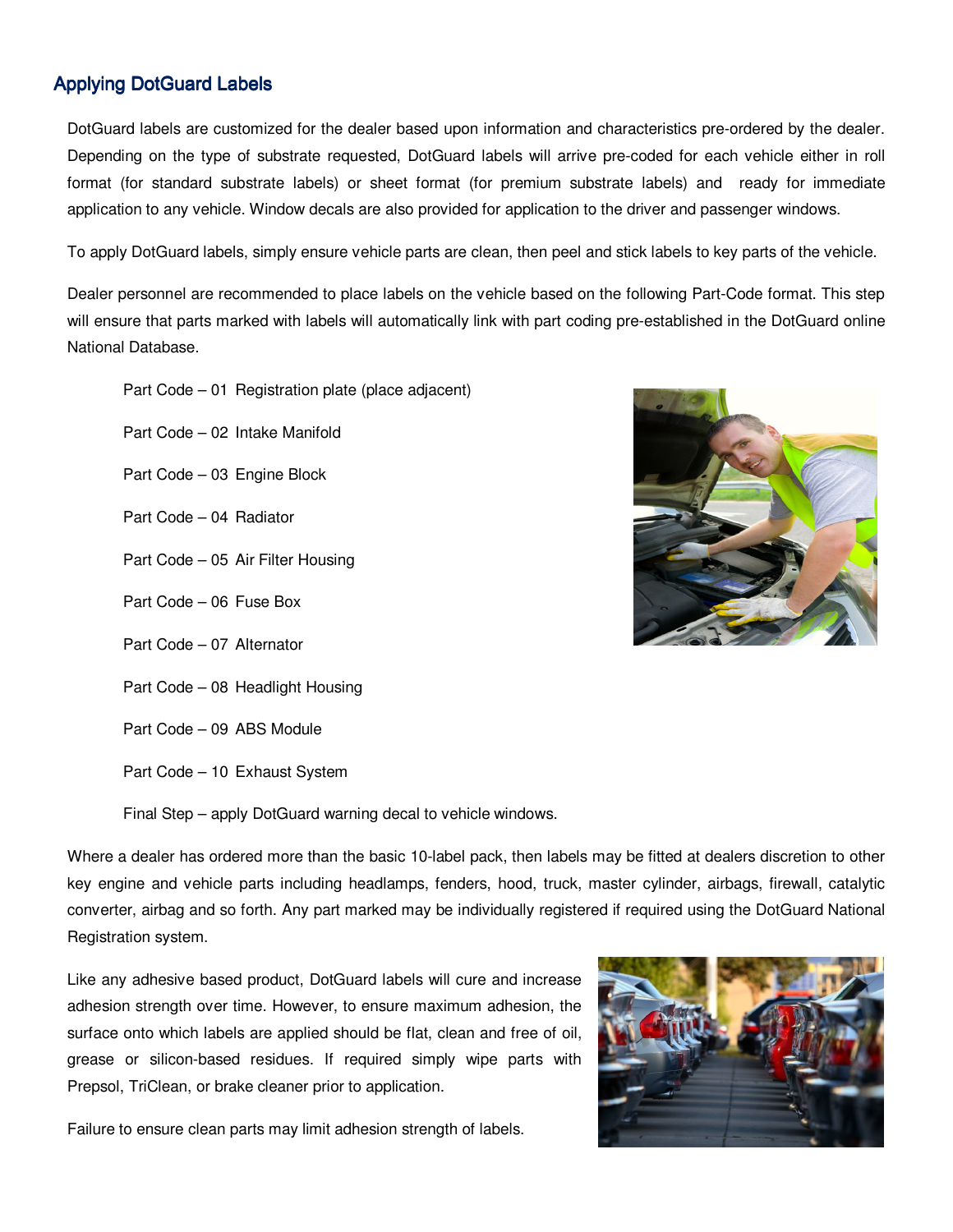## Applying DotGuard Labels

DotGuard labels are customized for the dealer based upon information and characteristics pre-ordered by the dealer. Depending on the type of substrate requested, DotGuard labels will arrive pre-coded for each vehicle either in roll format (for standard substrate labels) or sheet format (for premium substrate labels) and ready for immediate application to any vehicle. Window decals are also provided for application to the driver and passenger windows.

To apply DotGuard labels, simply ensure vehicle parts are clean, then peel and stick labels to key parts of the vehicle.

Dealer personnel are recommended to place labels on the vehicle based on the following Part-Code format. This step will ensure that parts marked with labels will automatically link with part coding pre-established in the DotGuard online National Database.

Part Code – 01 Registration plate (place adjacent)

Part Code – 02 Intake Manifold

Part Code – 03 Engine Block

Part Code – 04 Radiator

Part Code – 05 Air Filter Housing

Part Code – 06 Fuse Box

Part Code – 07 Alternator

Part Code – 08 Headlight Housing

Part Code – 09 ABS Module

Part Code – 10 Exhaust System

Final Step – apply DotGuard warning decal to vehicle windows.

Where a dealer has ordered more than the basic 10-label pack, then labels may be fitted at dealers discretion to other key engine and vehicle parts including headlamps, fenders, hood, truck, master cylinder, airbags, firewall, catalytic converter, airbag and so forth. Any part marked may be individually registered if required using the DotGuard National Registration system.

Like any adhesive based product, DotGuard labels will cure and increase adhesion strength over time. However, to ensure maximum adhesion, the surface onto which labels are applied should be flat, clean and free of oil, grease or silicon-based residues. If required simply wipe parts with Prepsol, TriClean, or brake cleaner prior to application.

Failure to ensure clean parts may limit adhesion strength of labels.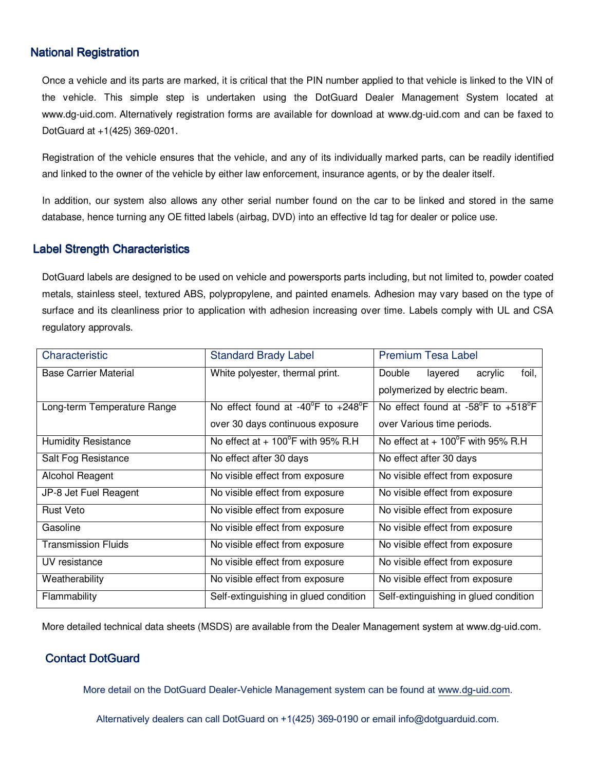## National Registration

Once a vehicle and its parts are marked, it is critical that the PIN number applied to that vehicle is linked to the VIN of the vehicle. This simple step is undertaken using the DotGuard Dealer Management System located at www.dg-uid.com. Alternatively registration forms are available for download at www.dg-uid.com and can be faxed to DotGuard at +1(425) 369-0201.

Registration of the vehicle ensures that the vehicle, and any of its individually marked parts, can be readily identified and linked to the owner of the vehicle by either law enforcement, insurance agents, or by the dealer itself.

In addition, our system also allows any other serial number found on the car to be linked and stored in the same database, hence turning any OE fitted labels (airbag, DVD) into an effective Id tag for dealer or police use.

## Label Strength Characteristics

DotGuard labels are designed to be used on vehicle and powersports parts including, but not limited to, powder coated metals, stainless steel, textured ABS, polypropylene, and painted enamels. Adhesion may vary based on the type of surface and its cleanliness prior to application with adhesion increasing over time. Labels comply with UL and CSA regulatory approvals.

| Characteristic | Standard Brady Label | Premium Tesa Label |
|---|---|---|
| Base Carrier Material | White polyester, thermal print. | Double layered acrylic foil, polymerized by electric beam. |
| Long-term Temperature Range | No effect found at -40°F to +248°F over 30 days continuous exposure | No effect found at -58°F to +518°F over Various time periods. |
| Humidity Resistance | No effect at + 100°F with 95% R.H | No effect at + 100°F with 95% R.H |
| Salt Fog Resistance | No effect after 30 days | No effect after 30 days |
| Alcohol Reagent | No visible effect from exposure | No visible effect from exposure |
| JP-8 Jet Fuel Reagent | No visible effect from exposure | No visible effect from exposure |
| Rust Veto | No visible effect from exposure | No visible effect from exposure |
| Gasoline | No visible effect from exposure | No visible effect from exposure |
| Transmission Fluids | No visible effect from exposure | No visible effect from exposure |
| UV resistance | No visible effect from exposure | No visible effect from exposure |
| Weatherability | No visible effect from exposure | No visible effect from exposure |
| Flammability | Self-extinguishing in glued condition | Self-extinguishing in glued condition |

More detailed technical data sheets (MSDS) are available from the Dealer Management system at www.dg-uid.com.

## Contact DotGuard

More detail on the DotGuard Dealer-Vehicle Management system can be found at www.dg-uid.com.

Alternatively dealers can call DotGuard on +1(425) 369-0190 or email info@dotguarduid.com.